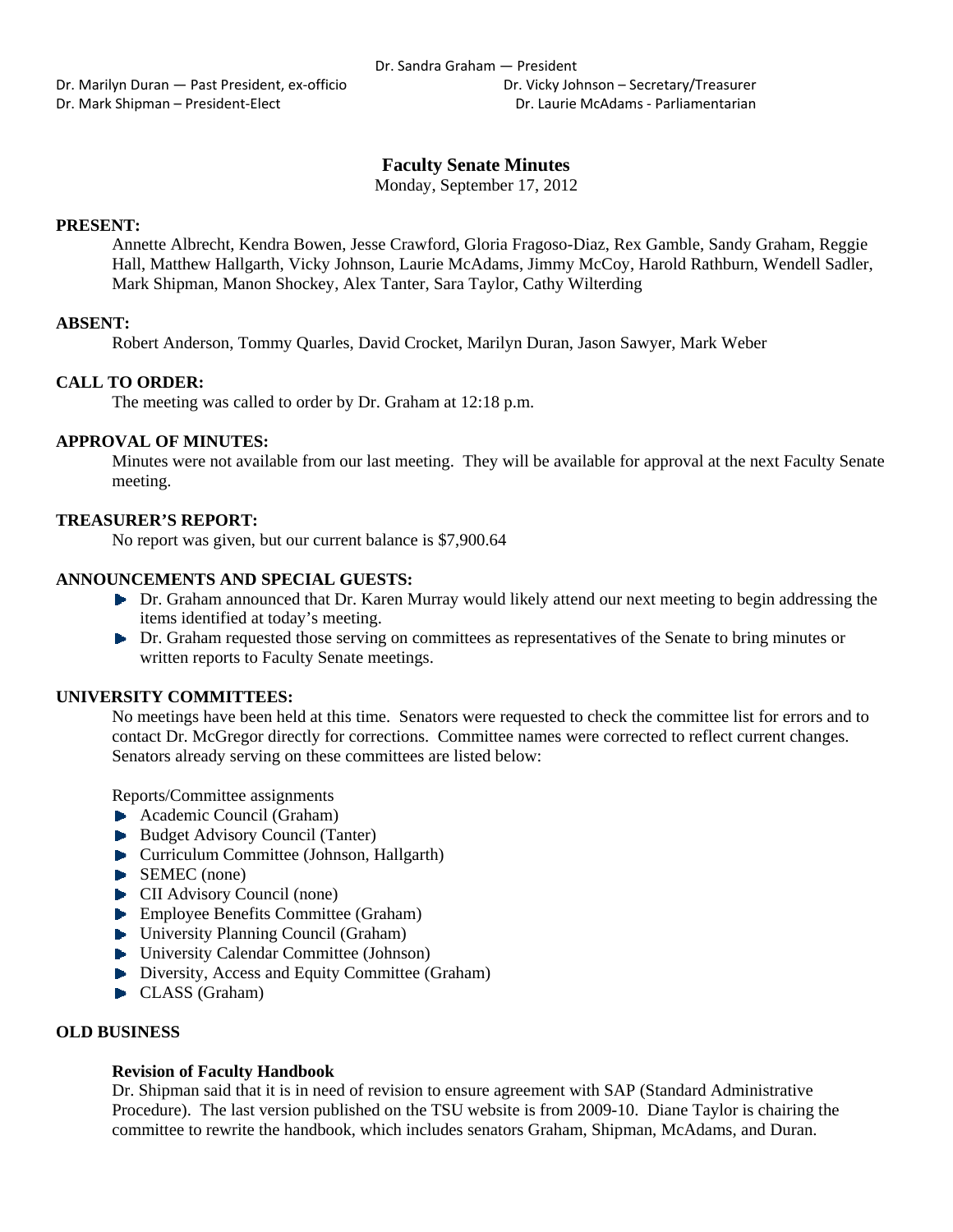Dr. Sandra Graham — President

Dr. Marilyn Duran — Past President, ex-officio

Dr. Vicky Johnson – Secretary/Treasurer

Dr. Mark Shipman – President-Elect

Dr. Laurie McAdams - Parliamentarian

# Faculty Senate Minutes

Monday, September 17, 2012

**PRESENT:**

Annette Albrecht, Kendra Bowen, Jesse Crawford, Gloria Fragoso-Diaz, Rex Gamble, Sandy Graham, Reggie Hall, Matthew Hallgarth, Vicky Johnson, Laurie McAdams, Jimmy McCoy, Harold Rathburn, Wendell Sadler, Mark Shipman, Manon Shockey, Alex Tanter, Sara Taylor, Cathy Wilterding

**ABSENT:**

Robert Anderson, Tommy Quarles, David Crocket, Marilyn Duran, Jason Sawyer, Mark Weber

**CALL TO ORDER:**

The meeting was called to order by Dr. Graham at 12:18 p.m.

**APPROVAL OF MINUTES:**

Minutes were not available from our last meeting. They will be available for approval at the next Faculty Senate meeting.

**TREASURER'S REPORT:**

No report was given, but our current balance is $7,900.64

**ANNOUNCEMENTS AND SPECIAL GUESTS:**

- Dr. Graham announced that Dr. Karen Murray would likely attend our next meeting to begin addressing the items identified at today's meeting.
- Dr. Graham requested those serving on committees as representatives of the Senate to bring minutes or written reports to Faculty Senate meetings.

**UNIVERSITY COMMITTEES:**

No meetings have been held at this time. Senators were requested to check the committee list for errors and to contact Dr. McGregor directly for corrections. Committee names were corrected to reflect current changes. Senators already serving on these committees are listed below:

Reports/Committee assignments

- Academic Council (Graham)
- Budget Advisory Council (Tanter)
- Curriculum Committee (Johnson, Hallgarth)
- SEMEC (none)
- CII Advisory Council (none)
- Employee Benefits Committee (Graham)
- University Planning Council (Graham)
- University Calendar Committee (Johnson)
- Diversity, Access and Equity Committee (Graham)
- CLASS (Graham)

**OLD BUSINESS**

**Revision of Faculty Handbook**

Dr. Shipman said that it is in need of revision to ensure agreement with SAP (Standard Administrative Procedure). The last version published on the TSU website is from 2009-10. Diane Taylor is chairing the committee to rewrite the handbook, which includes senators Graham, Shipman, McAdams, and Duran.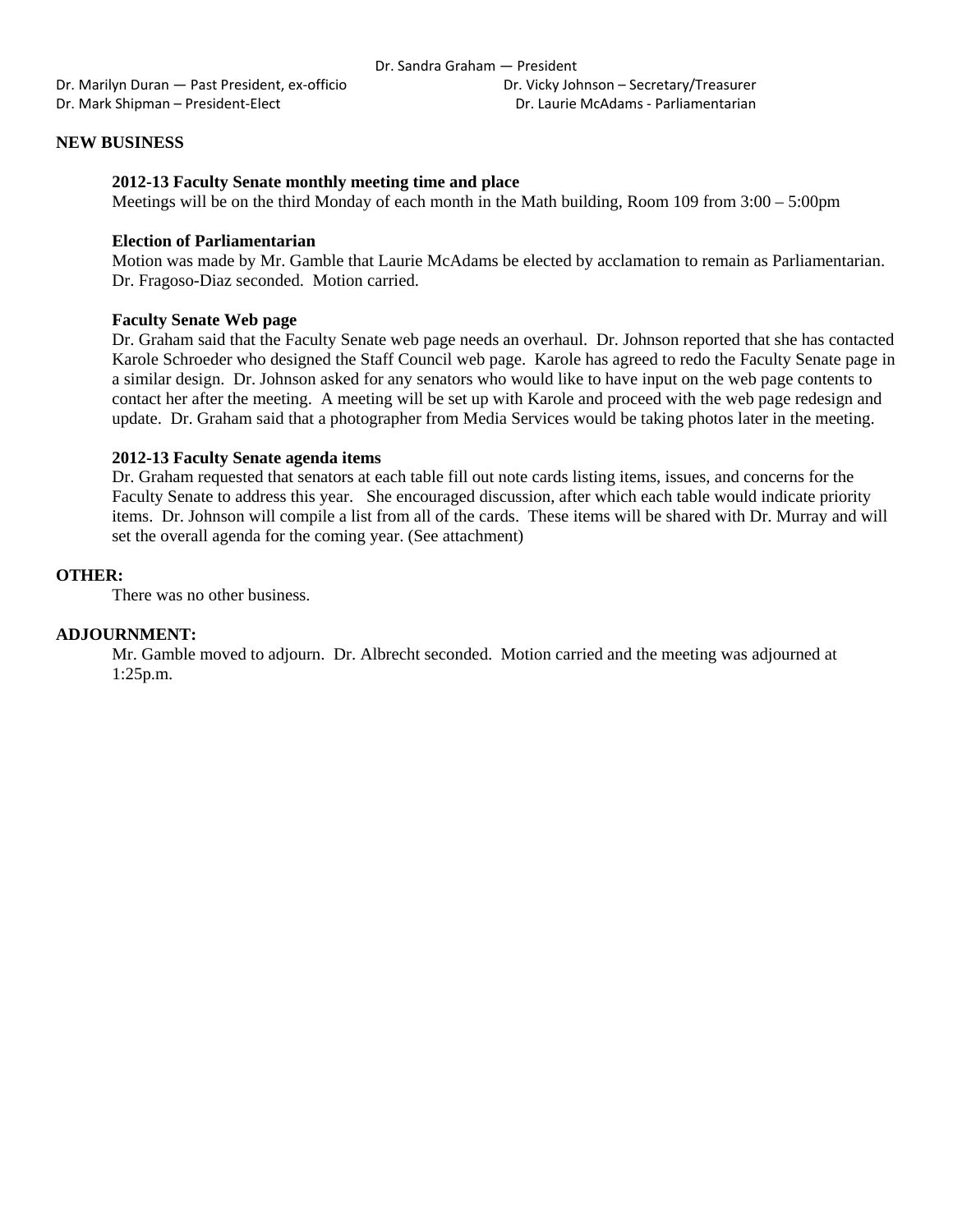**NEW BUSINESS**

**2012-13 Faculty Senate monthly meeting time and place**

Meetings will be on the third Monday of each month in the Math building, Room 109 from 3:00 – 5:00pm

**Election of Parliamentarian**

Motion was made by Mr. Gamble that Laurie McAdams be elected by acclamation to remain as Parliamentarian. Dr. Fragoso-Diaz seconded. Motion carried.

**Faculty Senate Web page**

Dr. Graham said that the Faculty Senate web page needs an overhaul. Dr. Johnson reported that she has contacted Karole Schroeder who designed the Staff Council web page. Karole has agreed to redo the Faculty Senate page in a similar design. Dr. Johnson asked for any senators who would like to have input on the web page contents to contact her after the meeting. A meeting will be set up with Karole and proceed with the web page redesign and update. Dr. Graham said that a photographer from Media Services would be taking photos later in the meeting.

**2012-13 Faculty Senate agenda items**

Dr. Graham requested that senators at each table fill out note cards listing items, issues, and concerns for the Faculty Senate to address this year. She encouraged discussion, after which each table would indicate priority items. Dr. Johnson will compile a list from all of the cards. These items will be shared with Dr. Murray and will set the overall agenda for the coming year. (See attachment)

**OTHER:**

There was no other business.

**ADJOURNMENT:**

Mr. Gamble moved to adjourn. Dr. Albrecht seconded. Motion carried and the meeting was adjourned at 1:25p.m.